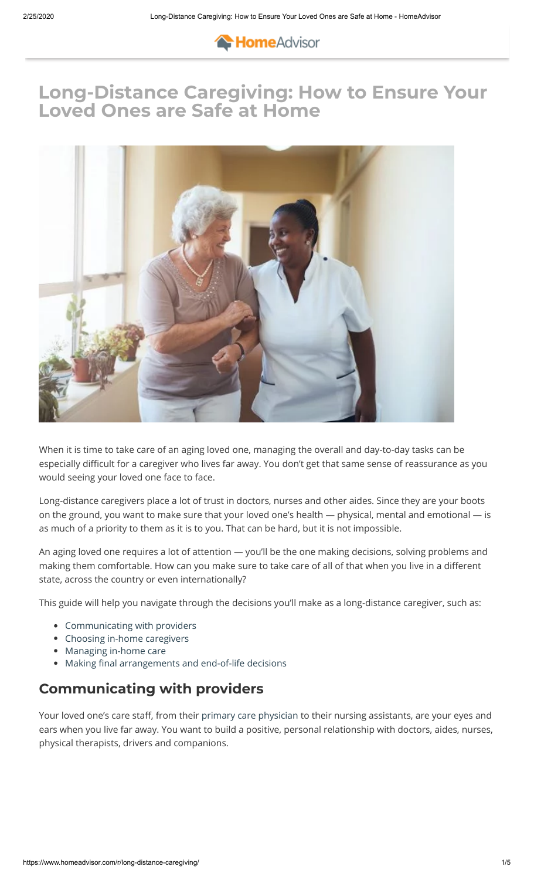# Long-Distance Caregiving: How to Ensure Your Loved Ones are Safe at Home

When it is time to take care of an aging loved one, managing the overall and day-to-day tasks can be especially difficult for a caregiver who lives far away. You don't get that same sense of reassurance as you would seeing your loved one face to face.

Long-distance caregivers place a lot of trust in doctors, nurses and other aides. Since they are your boots on the ground, you want to make sure that your loved one's health — physical, mental and emotional — is as much of a priority to them as it is to you. That can be hard, but it is not impossible.

An aging loved one requires a lot of attention — you'll be the one making decisions, solving problems and making them comfortable. How can you make sure to take care of all of that when you live in a different state, across the country or even internationally?

This guide will help you navigate through the decisions you'll make as a long-distance caregiver, such as:

- Communicating with providers
- Choosing in-home caregivers
- Managing in-home care
- Making final arrangements and end-of-life decisions

## Communicating with providers

Your loved one's care staff, from their primary care physician to their nursing assistants, are your eyes and ears when you live far away. You want to build a positive, personal relationship with doctors, aides, nurses, physical therapists, drivers and companions.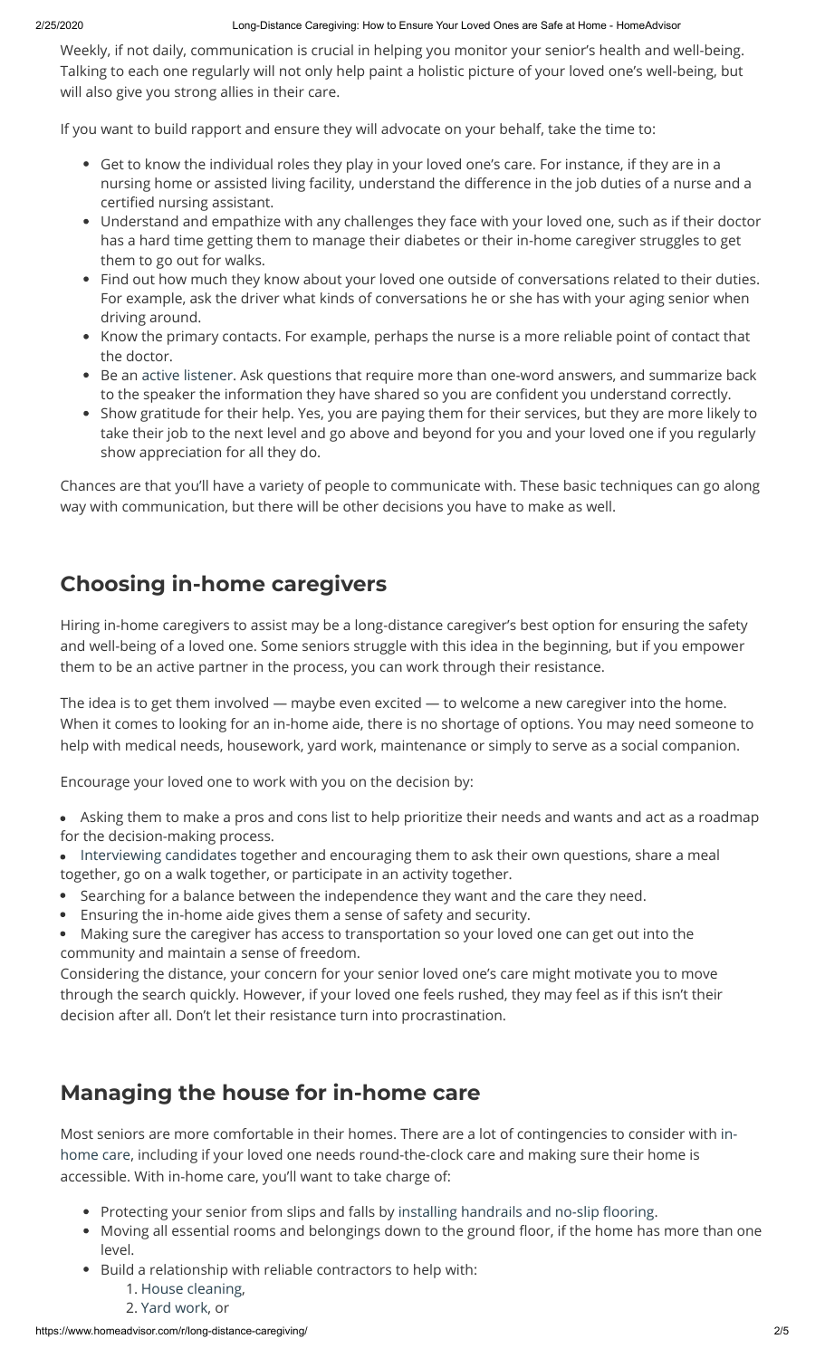Weekly, if not daily, communication is crucial in helping you monitor your senior's health and well-being. Talking to each one regularly will not only help paint a holistic picture of your loved one's well-being, but will also give you strong allies in their care.

If you want to build rapport and ensure they will advocate on your behalf, take the time to:

- Get to know the individual roles they play in your loved one's care. For instance, if they are in a nursing home or assisted living facility, understand the difference in the job duties of a nurse and a certified nursing assistant.
- Understand and empathize with any challenges they face with your loved one, such as if their doctor has a hard time getting them to manage their diabetes or their in-home caregiver struggles to get them to go out for walks.
- Find out how much they know about your loved one outside of conversations related to their duties. For example, ask the driver what kinds of conversations he or she has with your aging senior when driving around.
- Know the primary contacts. For example, perhaps the nurse is a more reliable point of contact that the doctor.
- Be an active listener. Ask questions that require more than one-word answers, and summarize back to the speaker the information they have shared so you are confident you understand correctly.
- Show gratitude for their help. Yes, you are paying them for their services, but they are more likely to take their job to the next level and go above and beyond for you and your loved one if you regularly show appreciation for all they do.

Chances are that you'll have a variety of people to communicate with. These basic techniques can go along way with communication, but there will be other decisions you have to make as well.

## Choosing in-home caregivers

Hiring in-home caregivers to assist may be a long-distance caregiver's best option for ensuring the safety and well-being of a loved one. Some seniors struggle with this idea in the beginning, but if you empower them to be an active partner in the process, you can work through their resistance.

The idea is to get them involved — maybe even excited — to welcome a new caregiver into the home. When it comes to looking for an in-home aide, there is no shortage of options. You may need someone to help with medical needs, housework, yard work, maintenance or simply to serve as a social companion.

Encourage your loved one to work with you on the decision by:

- Asking them to make a pros and cons list to help prioritize their needs and wants and act as a roadmap for the decision-making process.
- Interviewing candidates together and encouraging them to ask their own questions, share a meal together, go on a walk together, or participate in an activity together.
- Searching for a balance between the independence they want and the care they need.
- Ensuring the in-home aide gives them a sense of safety and security.
- Making sure the caregiver has access to transportation so your loved one can get out into the community and maintain a sense of freedom.

Considering the distance, your concern for your senior loved one's care might motivate you to move through the search quickly. However, if your loved one feels rushed, they may feel as if this isn't their decision after all. Don't let their resistance turn into procrastination.

## Managing the house for in-home care

Most seniors are more comfortable in their homes. There are a lot of contingencies to consider with in-home care, including if your loved one needs round-the-clock care and making sure their home is accessible. With in-home care, you'll want to take charge of:

- Protecting your senior from slips and falls by installing handrails and no-slip flooring.
- Moving all essential rooms and belongings down to the ground floor, if the home has more than one level.
- Build a relationship with reliable contractors to help with:
  1. House cleaning,
  2. Yard work, or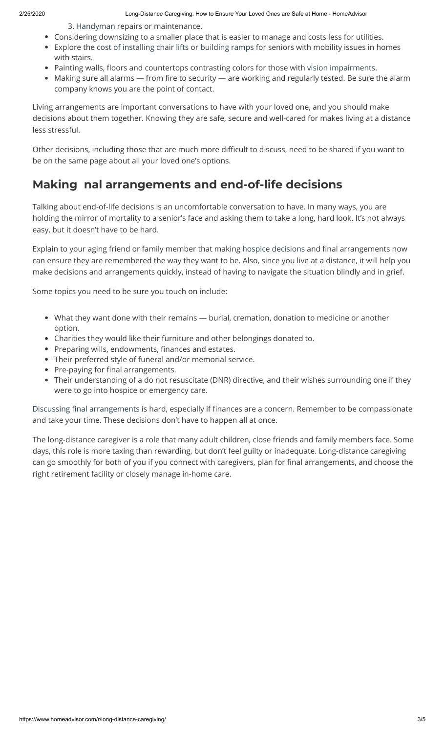3. Handyman repairs or maintenance.

- Considering downsizing to a smaller place that is easier to manage and costs less for utilities.
- Explore the cost of installing chair lifts or building ramps for seniors with mobility issues in homes with stairs.
- Painting walls, floors and countertops contrasting colors for those with vision impairments.
- Making sure all alarms — from fire to security — are working and regularly tested. Be sure the alarm company knows you are the point of contact.

Living arrangements are important conversations to have with your loved one, and you should make decisions about them together. Knowing they are safe, secure and well-cared for makes living at a distance less stressful.

Other decisions, including those that are much more difficult to discuss, need to be shared if you want to be on the same page about all your loved one's options.

## Making  nal arrangements and end-of-life decisions

Talking about end-of-life decisions is an uncomfortable conversation to have. In many ways, you are holding the mirror of mortality to a senior's face and asking them to take a long, hard look. It's not always easy, but it doesn't have to be hard.

Explain to your aging friend or family member that making hospice decisions and final arrangements now can ensure they are remembered the way they want to be. Also, since you live at a distance, it will help you make decisions and arrangements quickly, instead of having to navigate the situation blindly and in grief.

Some topics you need to be sure you touch on include:

- What they want done with their remains — burial, cremation, donation to medicine or another option.
- Charities they would like their furniture and other belongings donated to.
- Preparing wills, endowments, finances and estates.
- Their preferred style of funeral and/or memorial service.
- Pre-paying for final arrangements.
- Their understanding of a do not resuscitate (DNR) directive, and their wishes surrounding one if they were to go into hospice or emergency care.

Discussing final arrangements is hard, especially if finances are a concern. Remember to be compassionate and take your time. These decisions don't have to happen all at once.

The long-distance caregiver is a role that many adult children, close friends and family members face. Some days, this role is more taxing than rewarding, but don't feel guilty or inadequate. Long-distance caregiving can go smoothly for both of you if you connect with caregivers, plan for final arrangements, and choose the right retirement facility or closely manage in-home care.